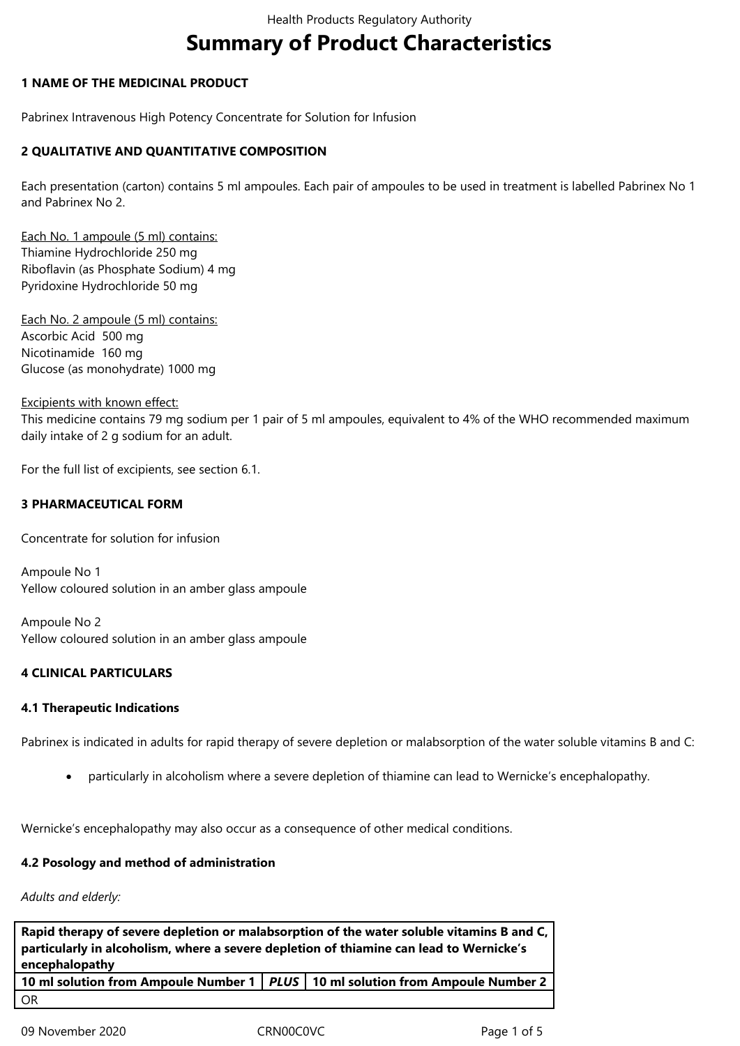# Summary of Product Characteristics

## 1 NAME OF THE MEDICINAL PRODUCT

Pabrinex Intravenous High Potency Concentrate for Solution for Infusion

## 2 QUALITATIVE AND QUANTITATIVE COMPOSITION

Each presentation (carton) contains 5 ml ampoules. Each pair of ampoules to be used in treatment is labelled Pabrinex No 1 and Pabrinex No 2.

Each No. 1 ampoule (5 ml) contains:
Thiamine Hydrochloride 250 mg
Riboflavin (as Phosphate Sodium) 4 mg
Pyridoxine Hydrochloride 50 mg

Each No. 2 ampoule (5 ml) contains:
Ascorbic Acid 500 mg
Nicotinamide 160 mg
Glucose (as monohydrate) 1000 mg

Excipients with known effect:
This medicine contains 79 mg sodium per 1 pair of 5 ml ampoules, equivalent to 4% of the WHO recommended maximum daily intake of 2 g sodium for an adult.

For the full list of excipients, see section 6.1.

## 3 PHARMACEUTICAL FORM

Concentrate for solution for infusion

Ampoule No 1
Yellow coloured solution in an amber glass ampoule

Ampoule No 2
Yellow coloured solution in an amber glass ampoule

## 4 CLINICAL PARTICULARS

### 4.1 Therapeutic Indications

Pabrinex is indicated in adults for rapid therapy of severe depletion or malabsorption of the water soluble vitamins B and C:

- particularly in alcoholism where a severe depletion of thiamine can lead to Wernicke's encephalopathy.

Wernicke's encephalopathy may also occur as a consequence of other medical conditions.

### 4.2 Posology and method of administration

*Adults and elderly:*

| **Rapid therapy of severe depletion or malabsorption of the water soluble vitamins B and C, particularly in alcoholism, where a severe depletion of thiamine can lead to Wernicke's encephalopathy** | | |
|---|---|---|
| **10 ml solution from Ampoule Number 1** | ***PLUS*** | **10 ml solution from Ampoule Number 2** |
| OR | | |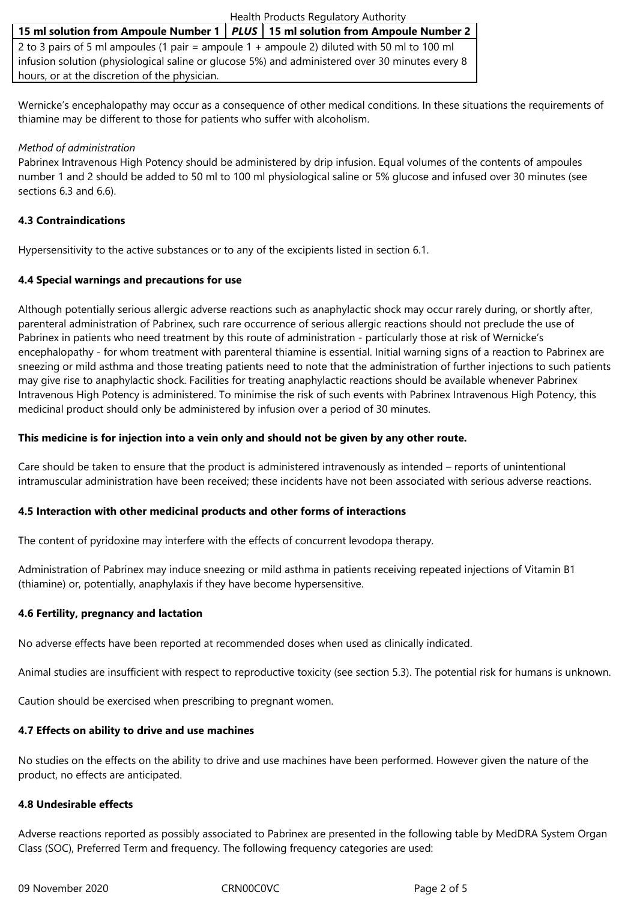| 15 ml solution from Ampoule Number 1 | *PLUS* | 15 ml solution from Ampoule Number 2 |
|---|---|---|
| 2 to 3 pairs of 5 ml ampoules (1 pair = ampoule 1 + ampoule 2) diluted with 50 ml to 100 ml infusion solution (physiological saline or glucose 5%) and administered over 30 minutes every 8 hours, or at the discretion of the physician. | | |

Wernicke's encephalopathy may occur as a consequence of other medical conditions. In these situations the requirements of thiamine may be different to those for patients who suffer with alcoholism.

*Method of administration*

Pabrinex Intravenous High Potency should be administered by drip infusion. Equal volumes of the contents of ampoules number 1 and 2 should be added to 50 ml to 100 ml physiological saline or 5% glucose and infused over 30 minutes (see sections 6.3 and 6.6).

**4.3 Contraindications**

Hypersensitivity to the active substances or to any of the excipients listed in section 6.1.

**4.4 Special warnings and precautions for use**

Although potentially serious allergic adverse reactions such as anaphylactic shock may occur rarely during, or shortly after, parenteral administration of Pabrinex, such rare occurrence of serious allergic reactions should not preclude the use of Pabrinex in patients who need treatment by this route of administration - particularly those at risk of Wernicke's encephalopathy - for whom treatment with parenteral thiamine is essential. Initial warning signs of a reaction to Pabrinex are sneezing or mild asthma and those treating patients need to note that the administration of further injections to such patients may give rise to anaphylactic shock. Facilities for treating anaphylactic reactions should be available whenever Pabrinex Intravenous High Potency is administered. To minimise the risk of such events with Pabrinex Intravenous High Potency, this medicinal product should only be administered by infusion over a period of 30 minutes.

**This medicine is for injection into a vein only and should not be given by any other route.**

Care should be taken to ensure that the product is administered intravenously as intended – reports of unintentional intramuscular administration have been received; these incidents have not been associated with serious adverse reactions.

**4.5 Interaction with other medicinal products and other forms of interactions**

The content of pyridoxine may interfere with the effects of concurrent levodopa therapy.

Administration of Pabrinex may induce sneezing or mild asthma in patients receiving repeated injections of Vitamin B1 (thiamine) or, potentially, anaphylaxis if they have become hypersensitive.

**4.6 Fertility, pregnancy and lactation**

No adverse effects have been reported at recommended doses when used as clinically indicated.

Animal studies are insufficient with respect to reproductive toxicity (see section 5.3). The potential risk for humans is unknown.

Caution should be exercised when prescribing to pregnant women.

**4.7 Effects on ability to drive and use machines**

No studies on the effects on the ability to drive and use machines have been performed. However given the nature of the product, no effects are anticipated.

**4.8 Undesirable effects**

Adverse reactions reported as possibly associated to Pabrinex are presented in the following table by MedDRA System Organ Class (SOC), Preferred Term and frequency. The following frequency categories are used: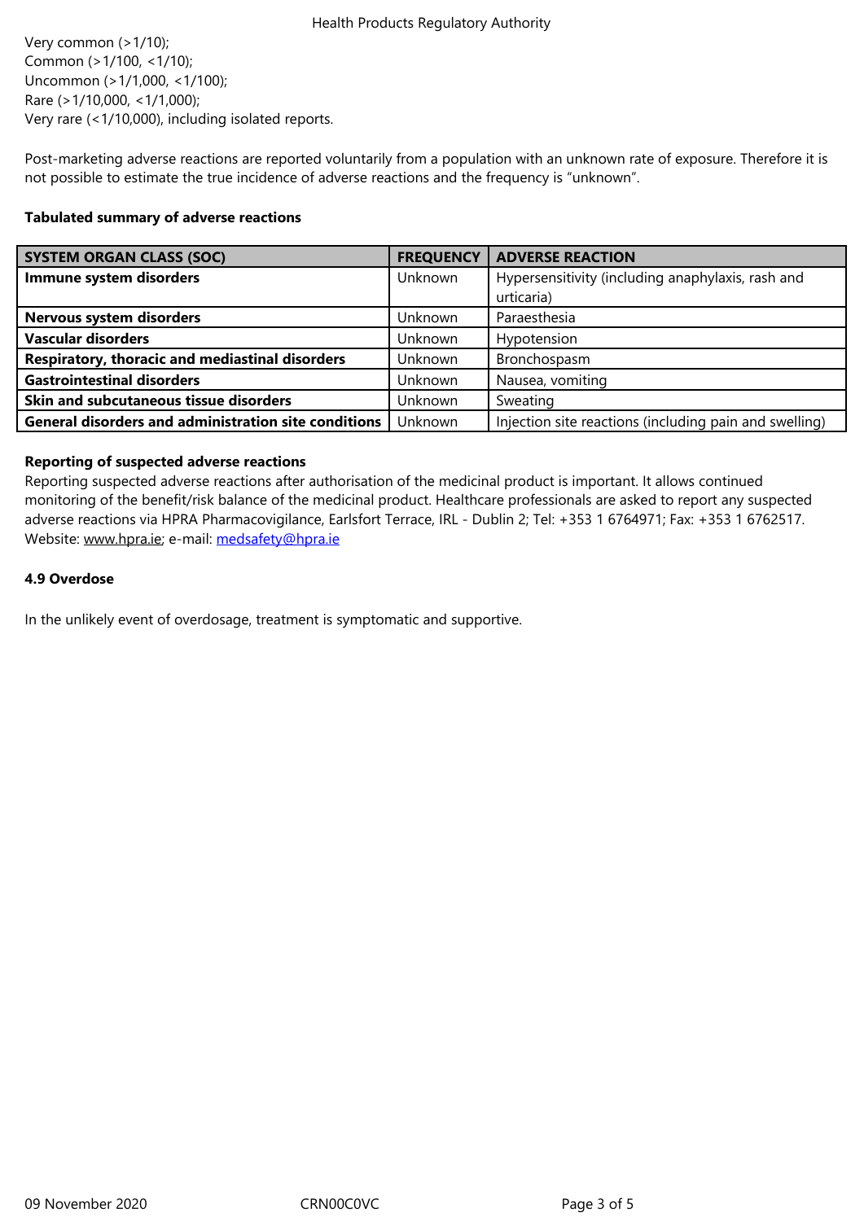Very common (>1/10);
Common (>1/100, <1/10);
Uncommon (>1/1,000, <1/100);
Rare (>1/10,000, <1/1,000);
Very rare (<1/10,000), including isolated reports.

Post-marketing adverse reactions are reported voluntarily from a population with an unknown rate of exposure. Therefore it is not possible to estimate the true incidence of adverse reactions and the frequency is "unknown".

**Tabulated summary of adverse reactions**

| SYSTEM ORGAN CLASS (SOC) | FREQUENCY | ADVERSE REACTION |
|---|---|---|
| **Immune system disorders** | Unknown | Hypersensitivity (including anaphylaxis, rash and urticaria) |
| **Nervous system disorders** | Unknown | Paraesthesia |
| **Vascular disorders** | Unknown | Hypotension |
| **Respiratory, thoracic and mediastinal disorders** | Unknown | Bronchospasm |
| **Gastrointestinal disorders** | Unknown | Nausea, vomiting |
| **Skin and subcutaneous tissue disorders** | Unknown | Sweating |
| **General disorders and administration site conditions** | Unknown | Injection site reactions (including pain and swelling) |

**Reporting of suspected adverse reactions**

Reporting suspected adverse reactions after authorisation of the medicinal product is important. It allows continued monitoring of the benefit/risk balance of the medicinal product. Healthcare professionals are asked to report any suspected adverse reactions via HPRA Pharmacovigilance, Earlsfort Terrace, IRL - Dublin 2; Tel: +353 1 6764971; Fax: +353 1 6762517. Website: www.hpra.ie; e-mail: medsafety@hpra.ie

**4.9 Overdose**

In the unlikely event of overdosage, treatment is symptomatic and supportive.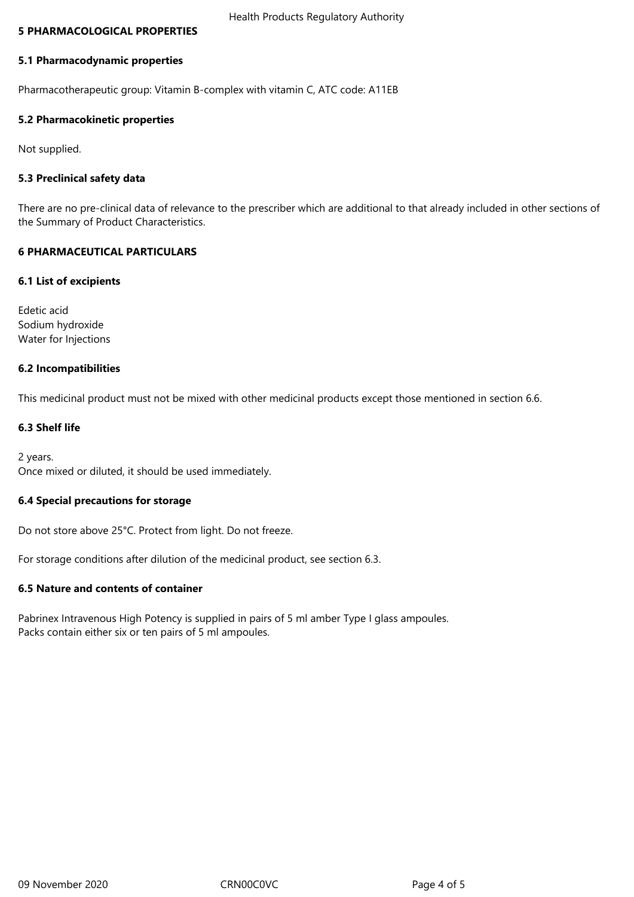## 5 PHARMACOLOGICAL PROPERTIES

### 5.1 Pharmacodynamic properties

Pharmacotherapeutic group: Vitamin B-complex with vitamin C, ATC code: A11EB

### 5.2 Pharmacokinetic properties

Not supplied.

### 5.3 Preclinical safety data

There are no pre-clinical data of relevance to the prescriber which are additional to that already included in other sections of the Summary of Product Characteristics.

## 6 PHARMACEUTICAL PARTICULARS

### 6.1 List of excipients

Edetic acid
Sodium hydroxide
Water for Injections

### 6.2 Incompatibilities

This medicinal product must not be mixed with other medicinal products except those mentioned in section 6.6.

### 6.3 Shelf life

2 years.
Once mixed or diluted, it should be used immediately.

### 6.4 Special precautions for storage

Do not store above 25°C. Protect from light. Do not freeze.

For storage conditions after dilution of the medicinal product, see section 6.3.

### 6.5 Nature and contents of container

Pabrinex Intravenous High Potency is supplied in pairs of 5 ml amber Type I glass ampoules.
Packs contain either six or ten pairs of 5 ml ampoules.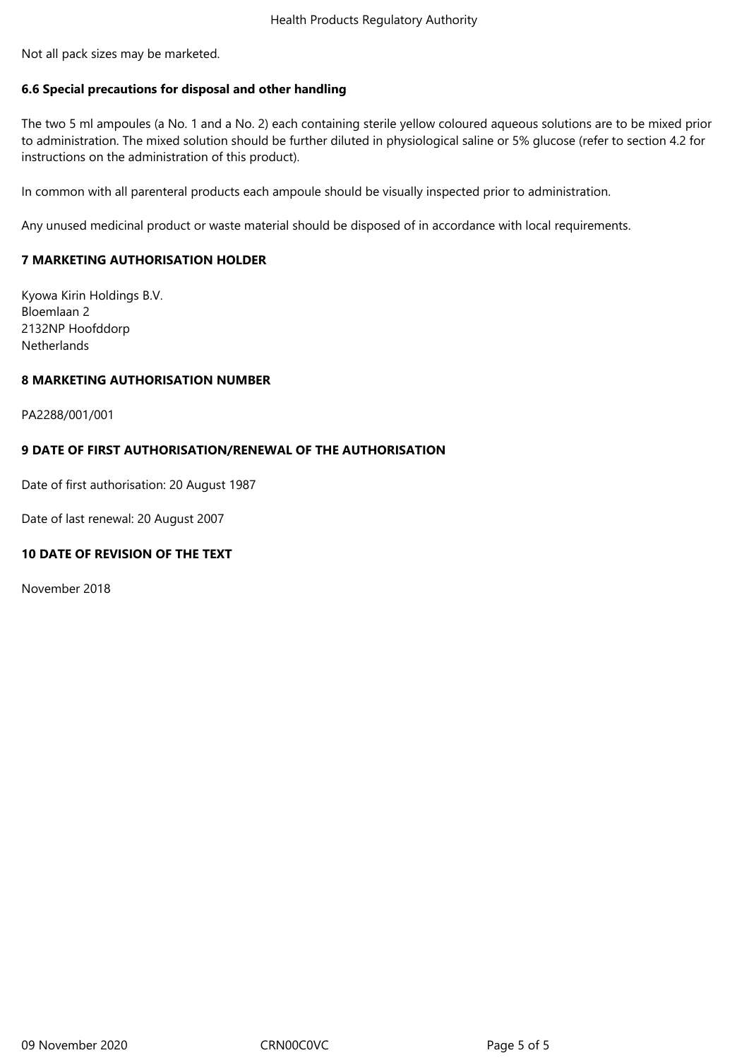Not all pack sizes may be marketed.

### 6.6 Special precautions for disposal and other handling

The two 5 ml ampoules (a No. 1 and a No. 2) each containing sterile yellow coloured aqueous solutions are to be mixed prior to administration. The mixed solution should be further diluted in physiological saline or 5% glucose (refer to section 4.2 for instructions on the administration of this product).

In common with all parenteral products each ampoule should be visually inspected prior to administration.

Any unused medicinal product or waste material should be disposed of in accordance with local requirements.

## 7 MARKETING AUTHORISATION HOLDER

Kyowa Kirin Holdings B.V.
Bloemlaan 2
2132NP Hoofddorp
Netherlands

## 8 MARKETING AUTHORISATION NUMBER

PA2288/001/001

## 9 DATE OF FIRST AUTHORISATION/RENEWAL OF THE AUTHORISATION

Date of first authorisation: 20 August 1987

Date of last renewal: 20 August 2007

## 10 DATE OF REVISION OF THE TEXT

November 2018